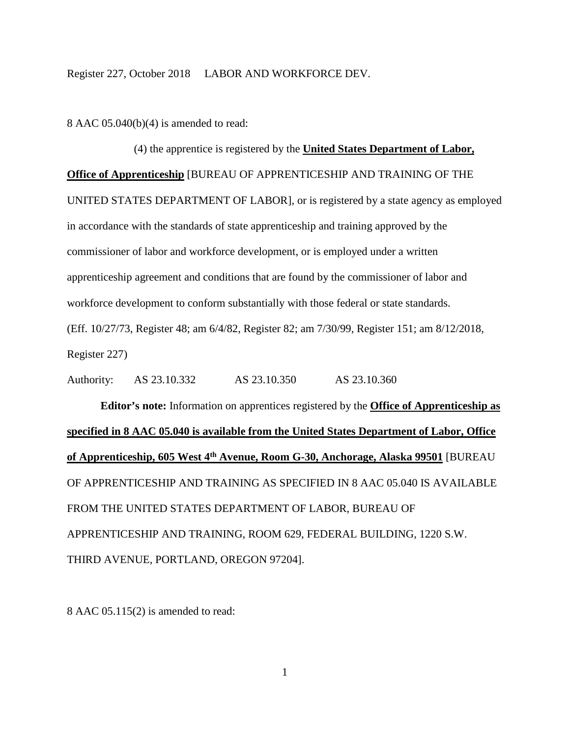Register 227, October 2018 LABOR AND WORKFORCE DEV.

8 AAC 05.040(b)(4) is amended to read:

(4) the apprentice is registered by the **United States Department of Labor, Office of Apprenticeship** [BUREAU OF APPRENTICESHIP AND TRAINING OF THE UNITED STATES DEPARTMENT OF LABOR], or is registered by a state agency as employed in accordance with the standards of state apprenticeship and training approved by the commissioner of labor and workforce development, or is employed under a written apprenticeship agreement and conditions that are found by the commissioner of labor and workforce development to conform substantially with those federal or state standards. (Eff. 10/27/73, Register 48; am 6/4/82, Register 82; am 7/30/99, Register 151; am 8/12/2018, Register 227)

Authority: AS 23.10.332 AS 23.10.350 AS 23.10.360

**Editor's note:** Information on apprentices registered by the **Office of Apprenticeship as specified in 8 AAC 05.040 is available from the United States Department of Labor, Office of Apprenticeship, 605 West 4th Avenue, Room G-30, Anchorage, Alaska 99501** [BUREAU OF APPRENTICESHIP AND TRAINING AS SPECIFIED IN 8 AAC 05.040 IS AVAILABLE FROM THE UNITED STATES DEPARTMENT OF LABOR, BUREAU OF APPRENTICESHIP AND TRAINING, ROOM 629, FEDERAL BUILDING, 1220 S.W. THIRD AVENUE, PORTLAND, OREGON 97204].

8 AAC 05.115(2) is amended to read: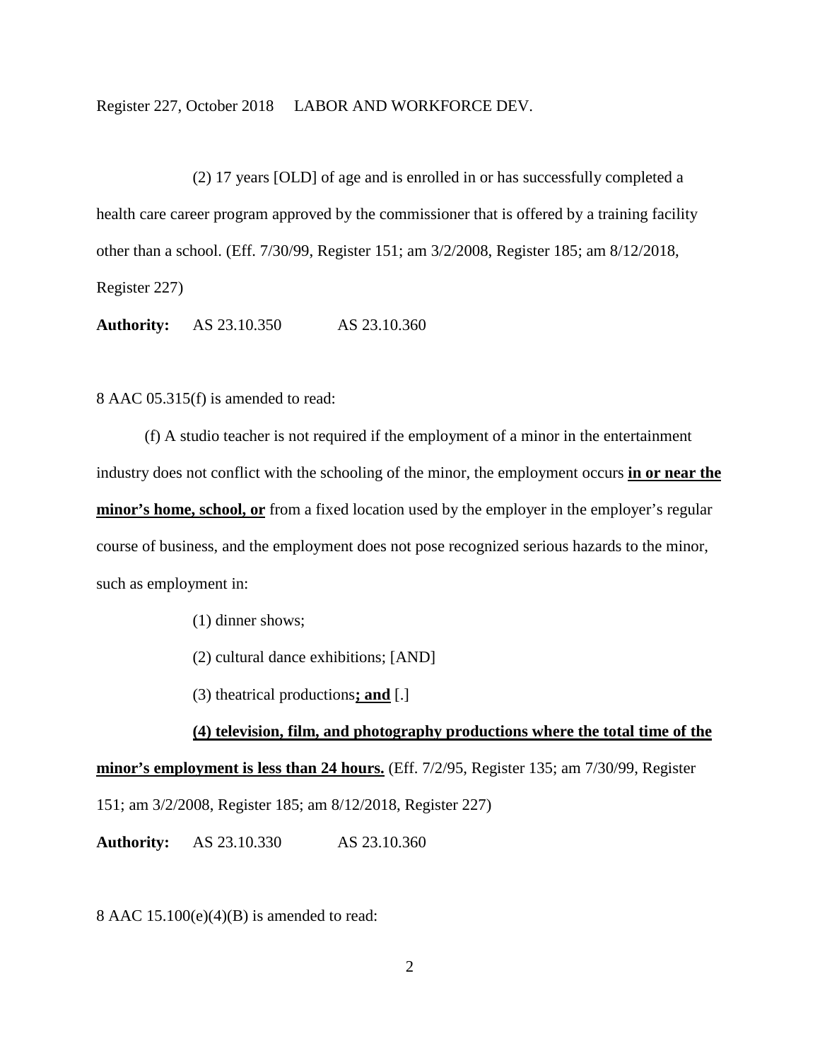(2) 17 years [OLD] of age and is enrolled in or has successfully completed a health care career program approved by the commissioner that is offered by a training facility other than a school. (Eff. 7/30/99, Register 151; am 3/2/2008, Register 185; am 8/12/2018, Register 227)

**Authority:** AS 23.10.350 AS 23.10.360

8 AAC 05.315(f) is amended to read:

(f) A studio teacher is not required if the employment of a minor in the entertainment industry does not conflict with the schooling of the minor, the employment occurs **in or near the minor's home, school, or** from a fixed location used by the employer in the employer's regular course of business, and the employment does not pose recognized serious hazards to the minor, such as employment in:

(1) dinner shows;

(2) cultural dance exhibitions; [AND]

(3) theatrical productions**; and** [.]

**(4) television, film, and photography productions where the total time of the minor's employment is less than 24 hours.** (Eff. 7/2/95, Register 135; am 7/30/99, Register 151; am 3/2/2008, Register 185; am 8/12/2018, Register 227)

**Authority:** AS 23.10.330 AS 23.10.360

8 AAC 15.100(e)(4)(B) is amended to read: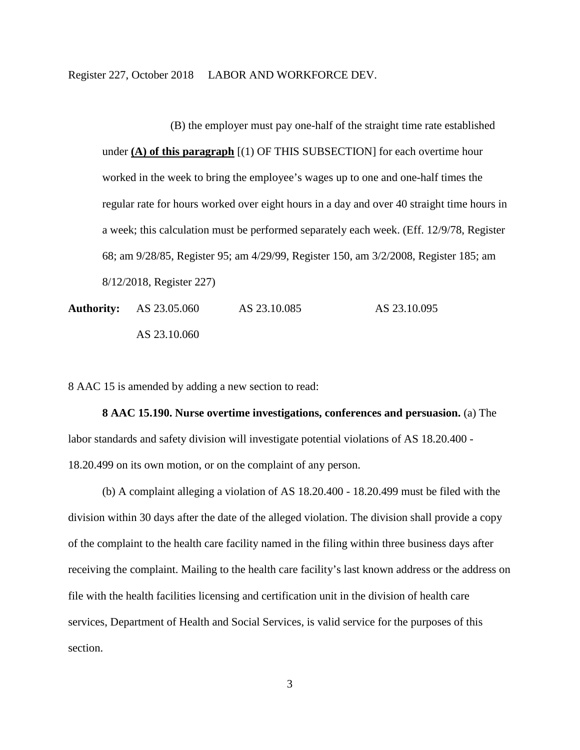(B) the employer must pay one-half of the straight time rate established under **<u>(A) of this paragraph</u>** [(1) OF THIS SUBSECTION] for each overtime hour worked in the week to bring the employee's wages up to one and one-half times the regular rate for hours worked over eight hours in a day and over 40 straight time hours in a week; this calculation must be performed separately each week. (Eff. 12/9/78, Register 68; am 9/28/85, Register 95; am 4/29/99, Register 150, am 3/2/2008, Register 185; am 8/12/2018, Register 227)

**Authority:** AS 23.05.060 AS 23.10.085 AS 23.10.095
AS 23.10.060

8 AAC 15 is amended by adding a new section to read:

**8 AAC 15.190. Nurse overtime investigations, conferences and persuasion.** (a) The labor standards and safety division will investigate potential violations of AS 18.20.400 - 18.20.499 on its own motion, or on the complaint of any person.

(b) A complaint alleging a violation of AS 18.20.400 - 18.20.499 must be filed with the division within 30 days after the date of the alleged violation. The division shall provide a copy of the complaint to the health care facility named in the filing within three business days after receiving the complaint. Mailing to the health care facility's last known address or the address on file with the health facilities licensing and certification unit in the division of health care services, Department of Health and Social Services, is valid service for the purposes of this section.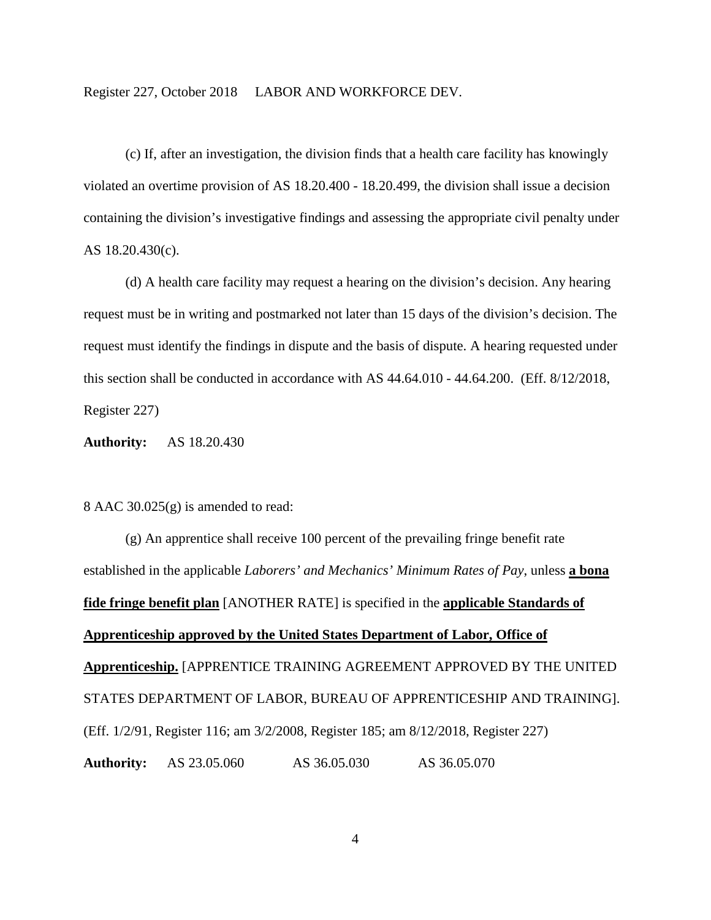(c) If, after an investigation, the division finds that a health care facility has knowingly violated an overtime provision of AS 18.20.400 - 18.20.499, the division shall issue a decision containing the division's investigative findings and assessing the appropriate civil penalty under AS 18.20.430(c).

(d) A health care facility may request a hearing on the division's decision. Any hearing request must be in writing and postmarked not later than 15 days of the division's decision. The request must identify the findings in dispute and the basis of dispute. A hearing requested under this section shall be conducted in accordance with AS 44.64.010 - 44.64.200. (Eff. 8/12/2018, Register 227)

**Authority:** AS 18.20.430

8 AAC 30.025(g) is amended to read:

(g) An apprentice shall receive 100 percent of the prevailing fringe benefit rate established in the applicable *Laborers' and Mechanics' Minimum Rates of Pay*, unless <u>**a bona fide fringe benefit plan**</u> [ANOTHER RATE] is specified in the <u>**applicable Standards of Apprenticeship approved by the United States Department of Labor, Office of Apprenticeship.**</u> [APPRENTICE TRAINING AGREEMENT APPROVED BY THE UNITED STATES DEPARTMENT OF LABOR, BUREAU OF APPRENTICESHIP AND TRAINING]. (Eff. 1/2/91, Register 116; am 3/2/2008, Register 185; am 8/12/2018, Register 227)

**Authority:** AS 23.05.060 AS 36.05.030 AS 36.05.070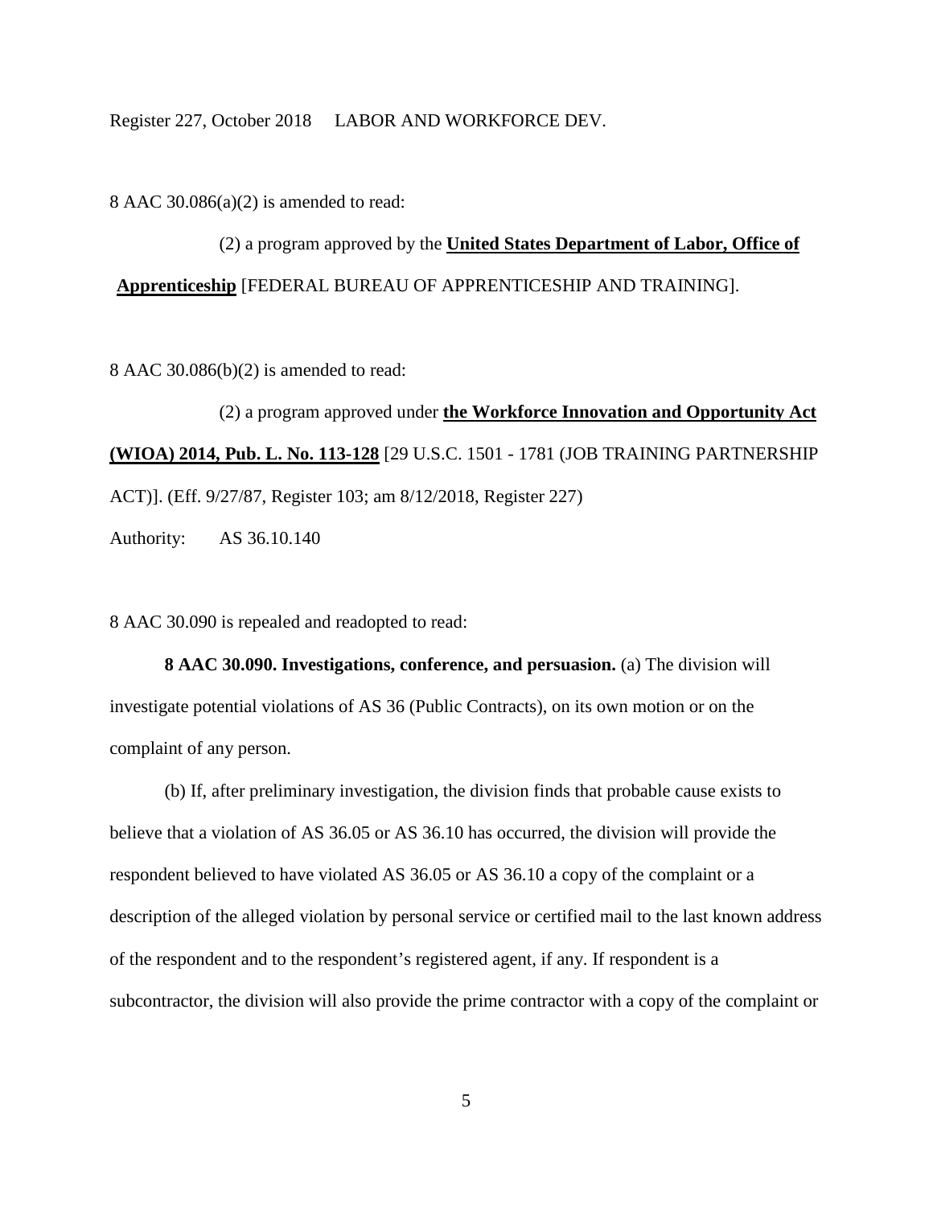8 AAC 30.086(a)(2) is amended to read:

(2) a program approved by the **United States Department of Labor, Office of Apprenticeship** [FEDERAL BUREAU OF APPRENTICESHIP AND TRAINING].

8 AAC 30.086(b)(2) is amended to read:

(2) a program approved under **the Workforce Innovation and Opportunity Act (WIOA) 2014, Pub. L. No. 113-128** [29 U.S.C. 1501 - 1781 (JOB TRAINING PARTNERSHIP ACT)]. (Eff. 9/27/87, Register 103; am 8/12/2018, Register 227)

Authority: AS 36.10.140

8 AAC 30.090 is repealed and readopted to read:

**8 AAC 30.090. Investigations, conference, and persuasion.** (a) The division will investigate potential violations of AS 36 (Public Contracts), on its own motion or on the complaint of any person.

(b) If, after preliminary investigation, the division finds that probable cause exists to believe that a violation of AS 36.05 or AS 36.10 has occurred, the division will provide the respondent believed to have violated AS 36.05 or AS 36.10 a copy of the complaint or a description of the alleged violation by personal service or certified mail to the last known address of the respondent and to the respondent's registered agent, if any. If respondent is a subcontractor, the division will also provide the prime contractor with a copy of the complaint or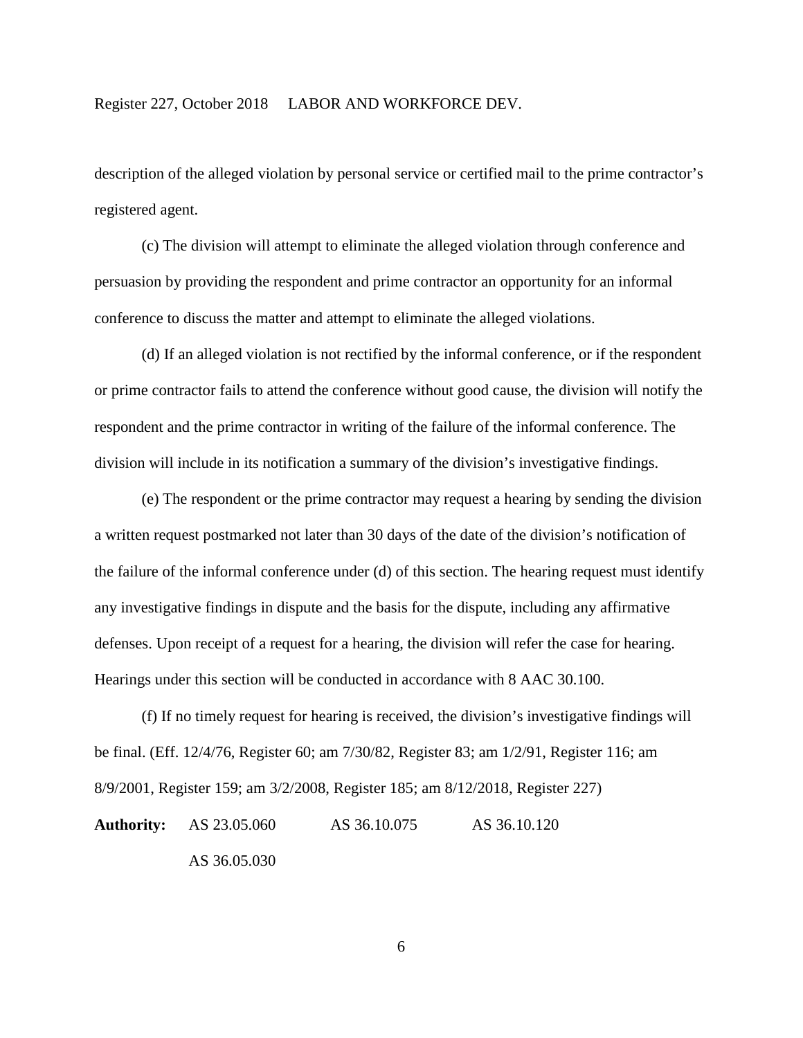description of the alleged violation by personal service or certified mail to the prime contractor's registered agent.

(c) The division will attempt to eliminate the alleged violation through conference and persuasion by providing the respondent and prime contractor an opportunity for an informal conference to discuss the matter and attempt to eliminate the alleged violations.

(d) If an alleged violation is not rectified by the informal conference, or if the respondent or prime contractor fails to attend the conference without good cause, the division will notify the respondent and the prime contractor in writing of the failure of the informal conference. The division will include in its notification a summary of the division's investigative findings.

(e) The respondent or the prime contractor may request a hearing by sending the division a written request postmarked not later than 30 days of the date of the division's notification of the failure of the informal conference under (d) of this section. The hearing request must identify any investigative findings in dispute and the basis for the dispute, including any affirmative defenses. Upon receipt of a request for a hearing, the division will refer the case for hearing. Hearings under this section will be conducted in accordance with 8 AAC 30.100.

(f) If no timely request for hearing is received, the division's investigative findings will be final. (Eff. 12/4/76, Register 60; am 7/30/82, Register 83; am 1/2/91, Register 116; am 8/9/2001, Register 159; am 3/2/2008, Register 185; am 8/12/2018, Register 227)

**Authority:** AS 23.05.060 AS 36.10.075 AS 36.10.120
AS 36.05.030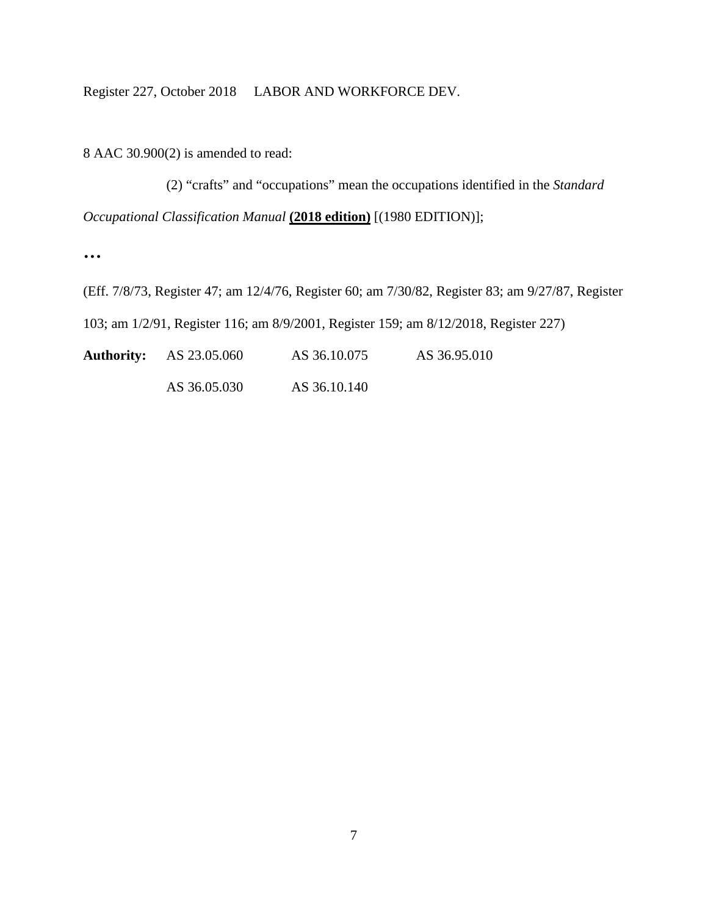8 AAC 30.900(2) is amended to read:

(2) "crafts" and "occupations" mean the occupations identified in the *Standard Occupational Classification Manual* **(2018 edition)** [(1980 EDITION)];

**. . .**

(Eff. 7/8/73, Register 47; am 12/4/76, Register 60; am 7/30/82, Register 83; am 9/27/87, Register 103; am 1/2/91, Register 116; am 8/9/2001, Register 159; am 8/12/2018, Register 227)

**Authority:** AS 23.05.060 AS 36.10.075 AS 36.95.010

AS 36.05.030 AS 36.10.140